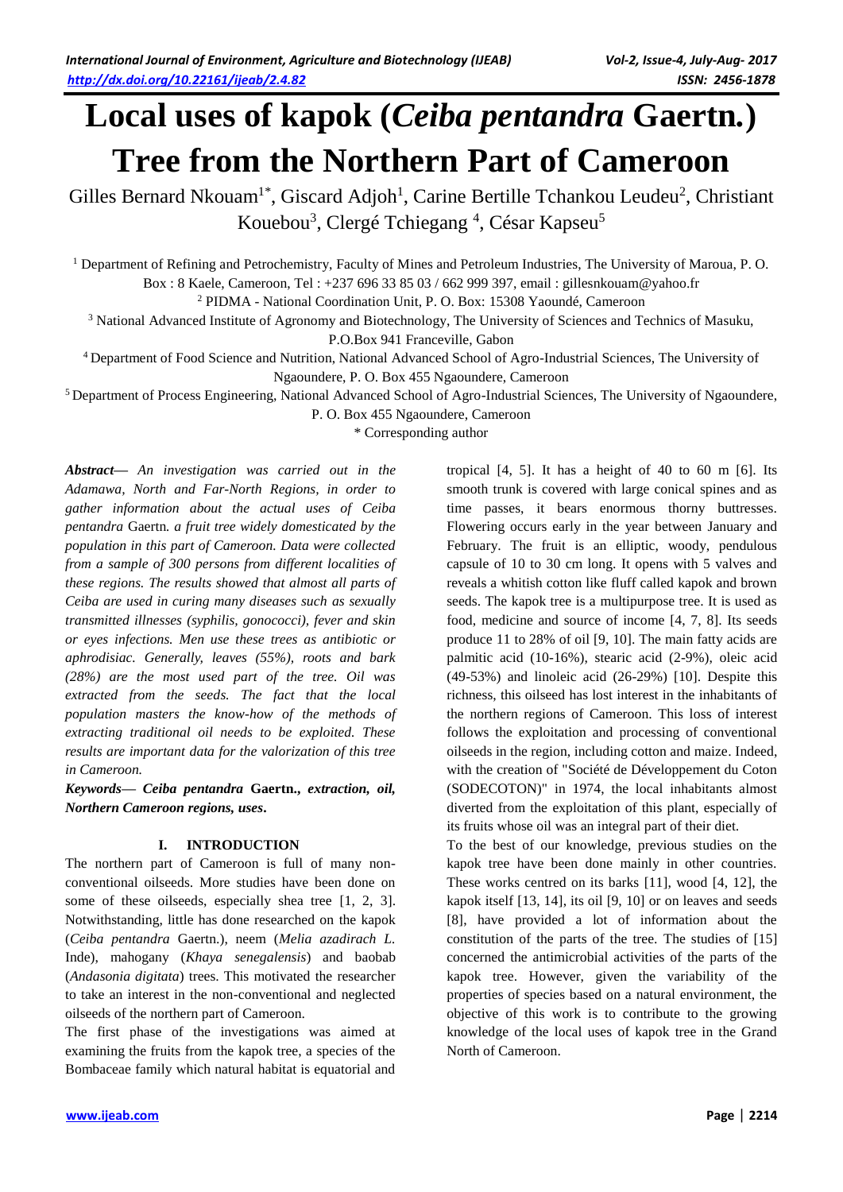# Local uses of kapok (*Ceiba pentandra* Gaertn.) Tree from the Northern Part of Cameroon

Gilles Bernard Nkouam[1*], Giscard Adjoh[1], Carine Bertille Tchankou Leudeu[2], Christiant Kouebou[3], Clergé Tchiegang [4], César Kapseu[5]

[1] Department of Refining and Petrochemistry, Faculty of Mines and Petroleum Industries, The University of Maroua, P. O. Box : 8 Kaele, Cameroon, Tel : +237 696 33 85 03 / 662 999 397, email : gillesnkouam@yahoo.fr

[2] PIDMA - National Coordination Unit, P. O. Box: 15308 Yaoundé, Cameroon

[3] National Advanced Institute of Agronomy and Biotechnology, The University of Sciences and Technics of Masuku, P.O.Box 941 Franceville, Gabon

[4] Department of Food Science and Nutrition, National Advanced School of Agro-Industrial Sciences, The University of Ngaoundere, P. O. Box 455 Ngaoundere, Cameroon

[5] Department of Process Engineering, National Advanced School of Agro-Industrial Sciences, The University of Ngaoundere, P. O. Box 455 Ngaoundere, Cameroon

\* Corresponding author

***Abstract*—** *An investigation was carried out in the Adamawa, North and Far-North Regions, in order to gather information about the actual uses of Ceiba pentandra* Gaertn*. a fruit tree widely domesticated by the population in this part of Cameroon. Data were collected from a sample of 300 persons from different localities of these regions. The results showed that almost all parts of Ceiba are used in curing many diseases such as sexually transmitted illnesses (syphilis, gonococci), fever and skin or eyes infections. Men use these trees as antibiotic or aphrodisiac. Generally, leaves (55%), roots and bark (28%) are the most used part of the tree. Oil was extracted from the seeds. The fact that the local population masters the know-how of the methods of extracting traditional oil needs to be exploited. These results are important data for the valorization of this tree in Cameroon.*

***Keywords*— *Ceiba pentandra* Gaertn., *extraction, oil, Northern Cameroon regions, uses*.**

## I. INTRODUCTION

The northern part of Cameroon is full of many non-conventional oilseeds. More studies have been done on some of these oilseeds, especially shea tree [1, 2, 3]. Notwithstanding, little has done researched on the kapok (*Ceiba pentandra* Gaertn.), neem (*Melia azadirach L.* Inde), mahogany (*Khaya senegalensis*) and baobab (*Andasonia digitata*) trees. This motivated the researcher to take an interest in the non-conventional and neglected oilseeds of the northern part of Cameroon.

The first phase of the investigations was aimed at examining the fruits from the kapok tree, a species of the Bombaceae family which natural habitat is equatorial and tropical [4, 5]. It has a height of 40 to 60 m [6]. Its smooth trunk is covered with large conical spines and as time passes, it bears enormous thorny buttresses. Flowering occurs early in the year between January and February. The fruit is an elliptic, woody, pendulous capsule of 10 to 30 cm long. It opens with 5 valves and reveals a whitish cotton like fluff called kapok and brown seeds. The kapok tree is a multipurpose tree. It is used as food, medicine and source of income [4, 7, 8]. Its seeds produce 11 to 28% of oil [9, 10]. The main fatty acids are palmitic acid (10-16%), stearic acid (2-9%), oleic acid (49-53%) and linoleic acid (26-29%) [10]. Despite this richness, this oilseed has lost interest in the inhabitants of the northern regions of Cameroon. This loss of interest follows the exploitation and processing of conventional oilseeds in the region, including cotton and maize. Indeed, with the creation of "Société de Développement du Coton (SODECOTON)" in 1974, the local inhabitants almost diverted from the exploitation of this plant, especially of its fruits whose oil was an integral part of their diet.

To the best of our knowledge, previous studies on the kapok tree have been done mainly in other countries. These works centred on its barks [11], wood [4, 12], the kapok itself [13, 14], its oil [9, 10] or on leaves and seeds [8], have provided a lot of information about the constitution of the parts of the tree. The studies of [15] concerned the antimicrobial activities of the parts of the kapok tree. However, given the variability of the properties of species based on a natural environment, the objective of this work is to contribute to the growing knowledge of the local uses of kapok tree in the Grand North of Cameroon.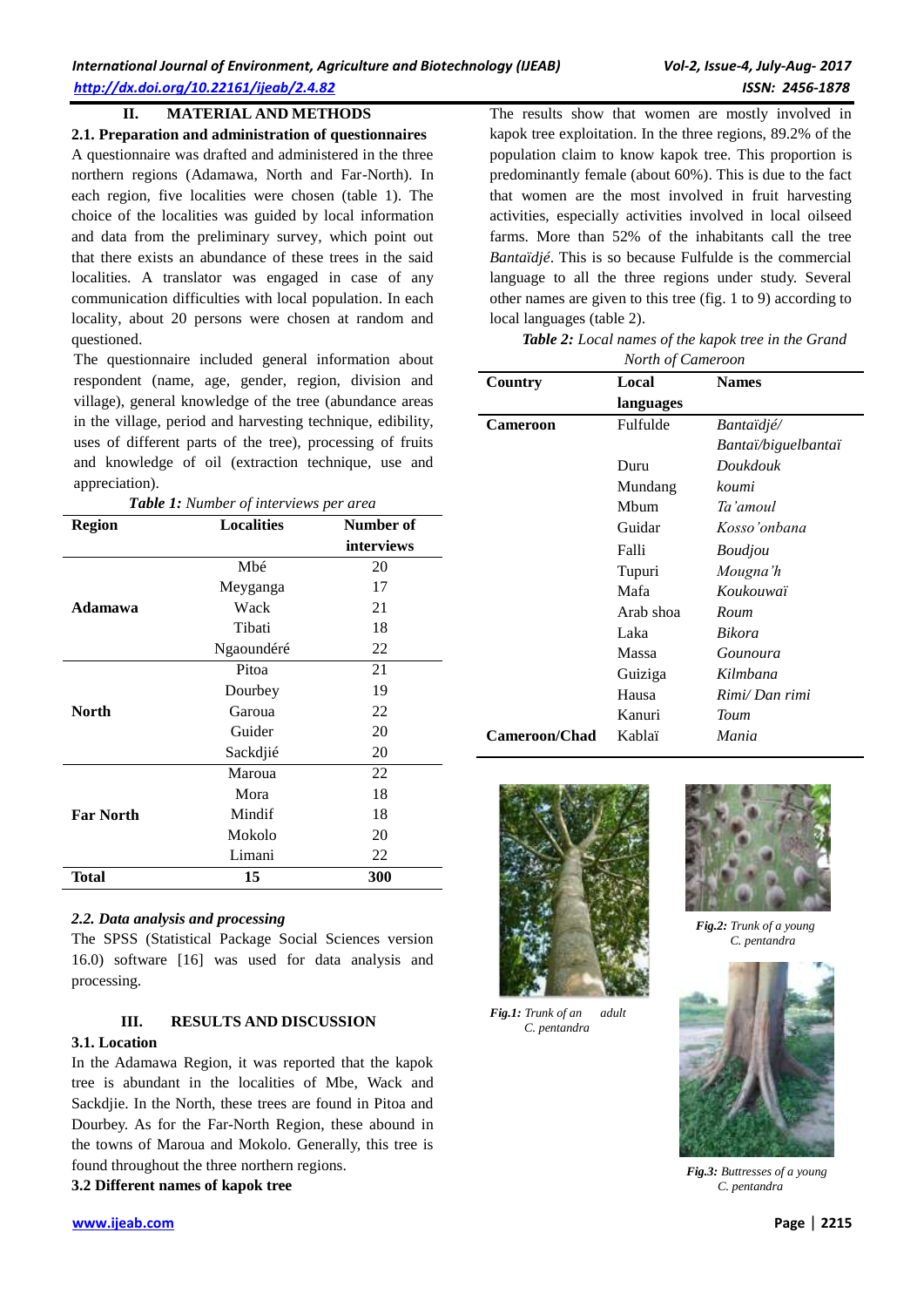## II. MATERIAL AND METHODS

### 2.1. Preparation and administration of questionnaires

A questionnaire was drafted and administered in the three northern regions (Adamawa, North and Far-North). In each region, five localities were chosen (table 1). The choice of the localities was guided by local information and data from the preliminary survey, which point out that there exists an abundance of these trees in the said localities. A translator was engaged in case of any communication difficulties with local population. In each locality, about 20 persons were chosen at random and questioned.

The questionnaire included general information about respondent (name, age, gender, region, division and village), general knowledge of the tree (abundance areas in the village, period and harvesting technique, edibility, uses of different parts of the tree), processing of fruits and knowledge of oil (extraction technique, use and appreciation).

***Table 1:*** *Number of interviews per area*

| Region | Localities | Number of interviews |
|---|---|---|
| **Adamawa** | Mbé | 20 |
| | Meyganga | 17 |
| | Wack | 21 |
| | Tibati | 18 |
| | Ngaoundéré | 22 |
| **North** | Pitoa | 21 |
| | Dourbey | 19 |
| | Garoua | 22 |
| | Guider | 20 |
| | Sackdjié | 20 |
| **Far North** | Maroua | 22 |
| | Mora | 18 |
| | Mindif | 18 |
| | Mokolo | 20 |
| | Limani | 22 |
| **Total** | **15** | **300** |

### *2.2. Data analysis and processing*

The SPSS (Statistical Package Social Sciences version 16.0) software [16] was used for data analysis and processing.

## III. RESULTS AND DISCUSSION

### 3.1. Location

In the Adamawa Region, it was reported that the kapok tree is abundant in the localities of Mbe, Wack and Sackdjie. In the North, these trees are found in Pitoa and Dourbey. As for the Far-North Region, these abound in the towns of Maroua and Mokolo. Generally, this tree is found throughout the three northern regions.

### 3.2 Different names of kapok tree

The results show that women are mostly involved in kapok tree exploitation. In the three regions, 89.2% of the population claim to know kapok tree. This proportion is predominantly female (about 60%). This is due to the fact that women are the most involved in fruit harvesting activities, especially activities involved in local oilseed farms. More than 52% of the inhabitants call the tree *Bantaïdjé*. This is so because Fulfulde is the commercial language to all the three regions under study. Several other names are given to this tree (fig. 1 to 9) according to local languages (table 2).

***Table 2:*** *Local names of the kapok tree in the Grand North of Cameroon*

| Country | Local languages | Names |
|---|---|---|
| **Cameroon** | Fulfulde | *Bantaïdjé/ Bantaï/biguelbantaï* |
| | Duru | *Doukdouk* |
| | Mundang | *koumi* |
| | Mbum | *Ta'amoul* |
| | Guidar | *Kosso'onbana* |
| | Falli | *Boudjou* |
| | Tupuri | *Mougna'h* |
| | Mafa | *Koukouwaï* |
| | Arab shoa | *Roum* |
| | Laka | *Bikora* |
| | Massa | *Gounoura* |
| | Guiziga | *Kilmbana* |
| | Hausa | *Rimi/ Dan rimi* |
| | Kanuri | *Toum* |
| **Cameroon/Chad** | Kablaï | *Mania* |

***Fig.1:*** *Trunk of an adult C. pentandra*

***Fig.2:*** *Trunk of a young C. pentandra*

***Fig.3:*** *Buttresses of a young C. pentandra*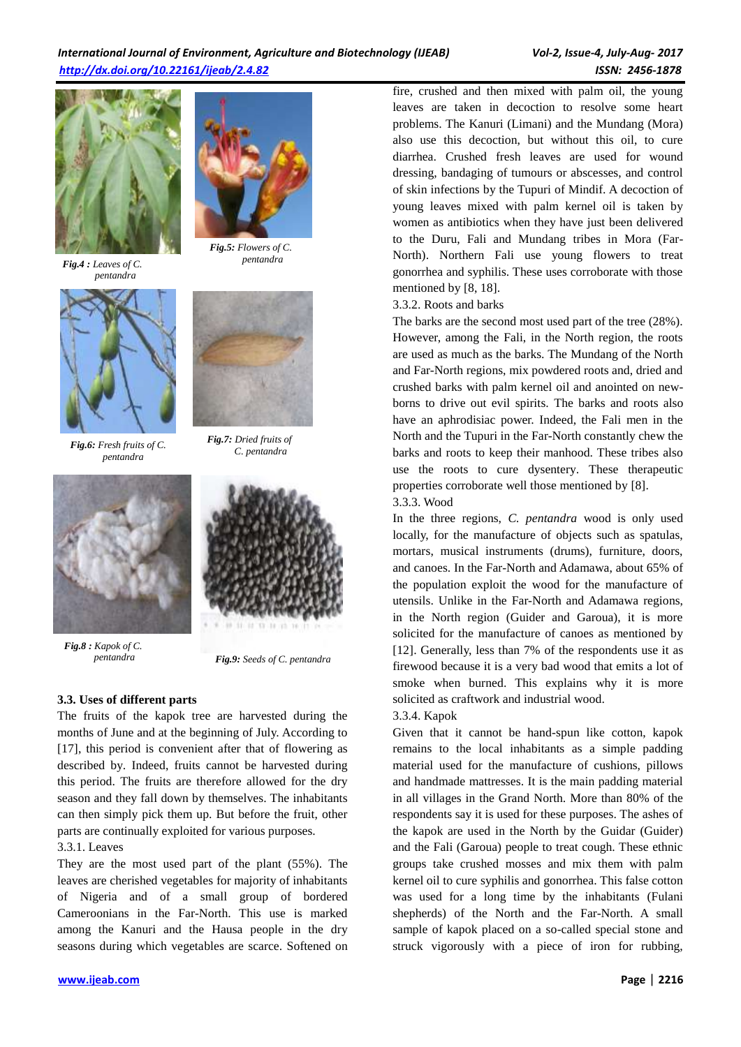*Fig.4 : Leaves of C. pentandra*

*Fig.5: Flowers of C. pentandra*

*Fig.6: Fresh fruits of C. pentandra*

*Fig.7: Dried fruits of C. pentandra*

*Fig.8 : Kapok of C. pentandra*

*Fig.9: Seeds of C. pentandra*

### 3.3. Uses of different parts

The fruits of the kapok tree are harvested during the months of June and at the beginning of July. According to [17], this period is convenient after that of flowering as described by. Indeed, fruits cannot be harvested during this period. The fruits are therefore allowed for the dry season and they fall down by themselves. The inhabitants can then simply pick them up. But before the fruit, other parts are continually exploited for various purposes.

3.3.1. Leaves

They are the most used part of the plant (55%). The leaves are cherished vegetables for majority of inhabitants of Nigeria and of a small group of bordered Cameroonians in the Far-North. This use is marked among the Kanuri and the Hausa people in the dry seasons during which vegetables are scarce. Softened on fire, crushed and then mixed with palm oil, the young leaves are taken in decoction to resolve some heart problems. The Kanuri (Limani) and the Mundang (Mora) also use this decoction, but without this oil, to cure diarrhea. Crushed fresh leaves are used for wound dressing, bandaging of tumours or abscesses, and control of skin infections by the Tupuri of Mindif. A decoction of young leaves mixed with palm kernel oil is taken by women as antibiotics when they have just been delivered to the Duru, Fali and Mundang tribes in Mora (Far-North). Northern Fali use young flowers to treat gonorrhea and syphilis. These uses corroborate with those mentioned by [8, 18].

3.3.2. Roots and barks

The barks are the second most used part of the tree (28%). However, among the Fali, in the North region, the roots are used as much as the barks. The Mundang of the North and Far-North regions, mix powdered roots and, dried and crushed barks with palm kernel oil and anointed on new-borns to drive out evil spirits. The barks and roots also have an aphrodisiac power. Indeed, the Fali men in the North and the Tupuri in the Far-North constantly chew the barks and roots to keep their manhood. These tribes also use the roots to cure dysentery. These therapeutic properties corroborate well those mentioned by [8].

3.3.3. Wood

In the three regions, *C. pentandra* wood is only used locally, for the manufacture of objects such as spatulas, mortars, musical instruments (drums), furniture, doors, and canoes. In the Far-North and Adamawa, about 65% of the population exploit the wood for the manufacture of utensils. Unlike in the Far-North and Adamawa regions, in the North region (Guider and Garoua), it is more solicited for the manufacture of canoes as mentioned by [12]. Generally, less than 7% of the respondents use it as firewood because it is a very bad wood that emits a lot of smoke when burned. This explains why it is more solicited as craftwork and industrial wood.

3.3.4. Kapok

Given that it cannot be hand-spun like cotton, kapok remains to the local inhabitants as a simple padding material used for the manufacture of cushions, pillows and handmade mattresses. It is the main padding material in all villages in the Grand North. More than 80% of the respondents say it is used for these purposes. The ashes of the kapok are used in the North by the Guidar (Guider) and the Fali (Garoua) people to treat cough. These ethnic groups take crushed mosses and mix them with palm kernel oil to cure syphilis and gonorrhea. This false cotton was used for a long time by the inhabitants (Fulani shepherds) of the North and the Far-North. A small sample of kapok placed on a so-called special stone and struck vigorously with a piece of iron for rubbing,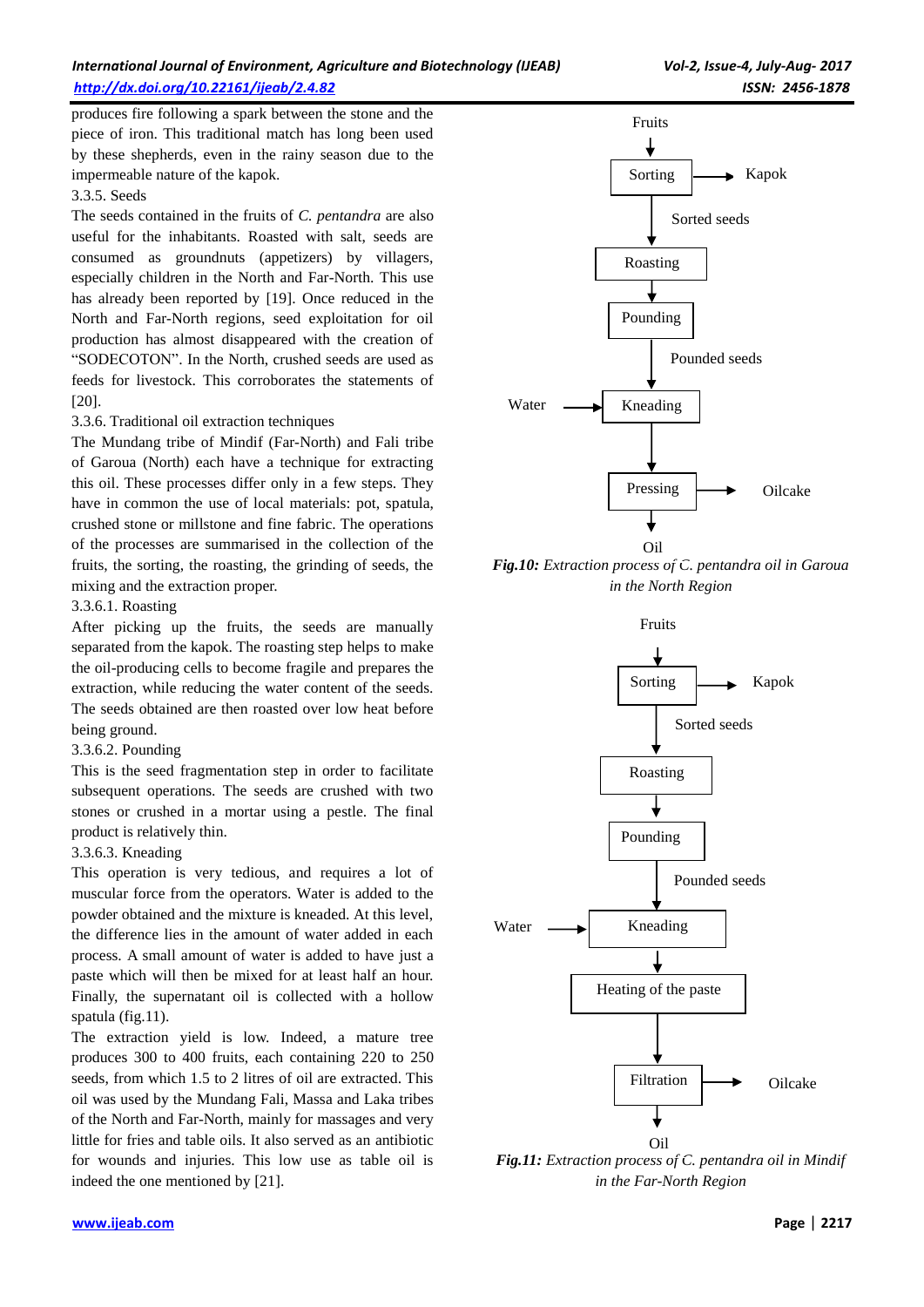produces fire following a spark between the stone and the piece of iron. This traditional match has long been used by these shepherds, even in the rainy season due to the impermeable nature of the kapok.

3.3.5. Seeds

The seeds contained in the fruits of *C. pentandra* are also useful for the inhabitants. Roasted with salt, seeds are consumed as groundnuts (appetizers) by villagers, especially children in the North and Far-North. This use has already been reported by [19]. Once reduced in the North and Far-North regions, seed exploitation for oil production has almost disappeared with the creation of "SODECOTON". In the North, crushed seeds are used as feeds for livestock. This corroborates the statements of [20].

3.3.6. Traditional oil extraction techniques

The Mundang tribe of Mindif (Far-North) and Fali tribe of Garoua (North) each have a technique for extracting this oil. These processes differ only in a few steps. They have in common the use of local materials: pot, spatula, crushed stone or millstone and fine fabric. The operations of the processes are summarised in the collection of the fruits, the sorting, the roasting, the grinding of seeds, the mixing and the extraction proper.

3.3.6.1. Roasting

After picking up the fruits, the seeds are manually separated from the kapok. The roasting step helps to make the oil-producing cells to become fragile and prepares the extraction, while reducing the water content of the seeds. The seeds obtained are then roasted over low heat before being ground.

3.3.6.2. Pounding

This is the seed fragmentation step in order to facilitate subsequent operations. The seeds are crushed with two stones or crushed in a mortar using a pestle. The final product is relatively thin.

3.3.6.3. Kneading

This operation is very tedious, and requires a lot of muscular force from the operators. Water is added to the powder obtained and the mixture is kneaded. At this level, the difference lies in the amount of water added in each process. A small amount of water is added to have just a paste which will then be mixed for at least half an hour. Finally, the supernatant oil is collected with a hollow spatula (fig.11).

The extraction yield is low. Indeed, a mature tree produces 300 to 400 fruits, each containing 220 to 250 seeds, from which 1.5 to 2 litres of oil are extracted. This oil was used by the Mundang Fali, Massa and Laka tribes of the North and Far-North, mainly for massages and very little for fries and table oils. It also served as an antibiotic for wounds and injuries. This low use as table oil is indeed the one mentioned by [21].

```
Fruits
  ↓
Sorting → Kapok
  ↓ Sorted seeds
Roasting
  ↓
Pounding
  ↓ Pounded seeds
Water → Kneading
  ↓
Pressing → Oilcake
  ↓
Oil
```

***Fig.10:*** *Extraction process of C. pentandra oil in Garoua in the North Region*

```
Fruits
  ↓
Sorting → Kapok
  ↓ Sorted seeds
Roasting
  ↓
Pounding
  ↓ Pounded seeds
Water → Kneading
  ↓
Heating of the paste
  ↓
Filtration → Oilcake
  ↓
Oil
```

***Fig.11:*** *Extraction process of C. pentandra oil in Mindif in the Far-North Region*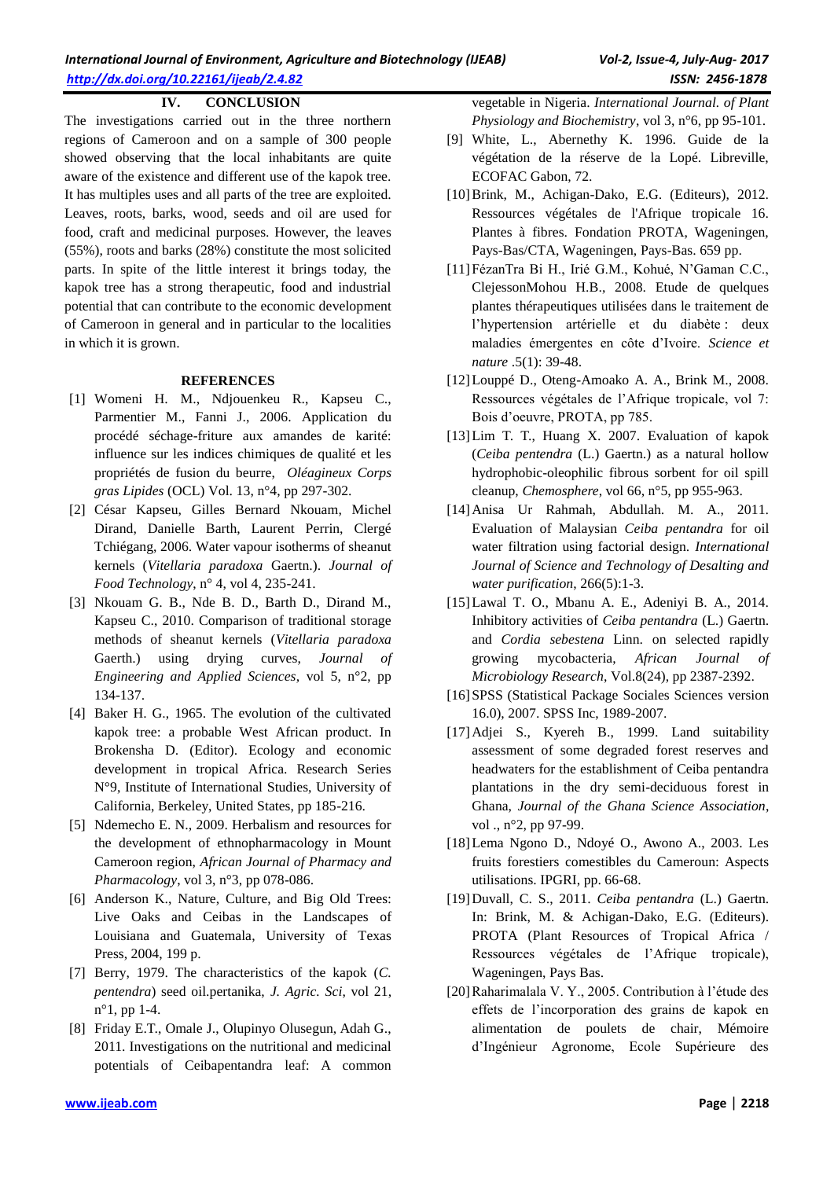## IV. CONCLUSION

The investigations carried out in the three northern regions of Cameroon and on a sample of 300 people showed observing that the local inhabitants are quite aware of the existence and different use of the kapok tree. It has multiples uses and all parts of the tree are exploited. Leaves, roots, barks, wood, seeds and oil are used for food, craft and medicinal purposes. However, the leaves (55%), roots and barks (28%) constitute the most solicited parts. In spite of the little interest it brings today, the kapok tree has a strong therapeutic, food and industrial potential that can contribute to the economic development of Cameroon in general and in particular to the localities in which it is grown.

## REFERENCES

[1] Womeni H. M., Ndjouenkeu R., Kapseu C., Parmentier M., Fanni J., 2006. Application du procédé séchage-friture aux amandes de karité: influence sur les indices chimiques de qualité et les propriétés de fusion du beurre, *Oléagineux Corps gras Lipides* (OCL) Vol. 13, n°4, pp 297-302.

[2] César Kapseu, Gilles Bernard Nkouam, Michel Dirand, Danielle Barth, Laurent Perrin, Clergé Tchiégang, 2006. Water vapour isotherms of sheanut kernels (*Vitellaria paradoxa* Gaertn.). *Journal of Food Technology*, n° 4, vol 4, 235-241.

[3] Nkouam G. B., Nde B. D., Barth D., Dirand M., Kapseu C., 2010. Comparison of traditional storage methods of sheanut kernels (*Vitellaria paradoxa* Gaerth.) using drying curves, *Journal of Engineering and Applied Sciences*, vol 5, n°2, pp 134-137.

[4] Baker H. G., 1965. The evolution of the cultivated kapok tree: a probable West African product. In Brokensha D. (Editor). Ecology and economic development in tropical Africa. Research Series N°9, Institute of International Studies, University of California, Berkeley, United States, pp 185-216.

[5] Ndemecho E. N., 2009. Herbalism and resources for the development of ethnopharmacology in Mount Cameroon region, *African Journal of Pharmacy and Pharmacology*, vol 3, n°3, pp 078-086.

[6] Anderson K., Nature, Culture, and Big Old Trees: Live Oaks and Ceibas in the Landscapes of Louisiana and Guatemala, University of Texas Press, 2004, 199 p.

[7] Berry, 1979. The characteristics of the kapok (*C. pentendra*) seed oil.pertanika, *J. Agric. Sci*, vol 21, n°1, pp 1-4.

[8] Friday E.T., Omale J., Olupinyo Olusegun, Adah G., 2011. Investigations on the nutritional and medicinal potentials of Ceibapentandra leaf: A common vegetable in Nigeria. *International Journal. of Plant Physiology and Biochemistry*, vol 3, n°6, pp 95-101.

[9] White, L., Abernethy K. 1996. Guide de la végétation de la réserve de la Lopé. Libreville, ECOFAC Gabon, 72.

[10] Brink, M., Achigan-Dako, E.G. (Editeurs), 2012. Ressources végétales de l'Afrique tropicale 16. Plantes à fibres. Fondation PROTA, Wageningen, Pays-Bas/CTA, Wageningen, Pays-Bas. 659 pp.

[11] FézanTra Bi H., Irié G.M., Kohué, N'Gaman C.C., ClejessonMohou H.B., 2008. Etude de quelques plantes thérapeutiques utilisées dans le traitement de l'hypertension artérielle et du diabète : deux maladies émergentes en côte d'Ivoire. *Science et nature* .5(1): 39-48.

[12] Louppé D., Oteng-Amoako A. A., Brink M., 2008. Ressources végétales de l'Afrique tropicale, vol 7: Bois d'oeuvre, PROTA, pp 785.

[13] Lim T. T., Huang X. 2007. Evaluation of kapok (*Ceiba pentendra* (L.) Gaertn.) as a natural hollow hydrophobic-oleophilic fibrous sorbent for oil spill cleanup, *Chemosphere*, vol 66, n°5, pp 955-963.

[14] Anisa Ur Rahmah, Abdullah. M. A., 2011. Evaluation of Malaysian *Ceiba pentandra* for oil water filtration using factorial design. *International Journal of Science and Technology of Desalting and water purification*, 266(5):1-3.

[15] Lawal T. O., Mbanu A. E., Adeniyi B. A., 2014. Inhibitory activities of *Ceiba pentandra* (L.) Gaertn. and *Cordia sebestena* Linn. on selected rapidly growing mycobacteria, *African Journal of Microbiology Research*, Vol.8(24), pp 2387-2392.

[16] SPSS (Statistical Package Sociales Sciences version 16.0), 2007. SPSS Inc, 1989-2007.

[17] Adjei S., Kyereh B., 1999. Land suitability assessment of some degraded forest reserves and headwaters for the establishment of Ceiba pentandra plantations in the dry semi-deciduous forest in Ghana, *Journal of the Ghana Science Association*, vol ., n°2, pp 97-99.

[18] Lema Ngono D., Ndoyé O., Awono A., 2003. Les fruits forestiers comestibles du Cameroun: Aspects utilisations. IPGRI, pp. 66-68.

[19] Duvall, C. S., 2011. *Ceiba pentandra* (L.) Gaertn. In: Brink, M. & Achigan-Dako, E.G. (Editeurs). PROTA (Plant Resources of Tropical Africa / Ressources végétales de l'Afrique tropicale), Wageningen, Pays Bas.

[20] Raharimalala V. Y., 2005. Contribution à l'étude des effets de l'incorporation des grains de kapok en alimentation de poulets de chair, Mémoire d'Ingénieur Agronome, Ecole Supérieure des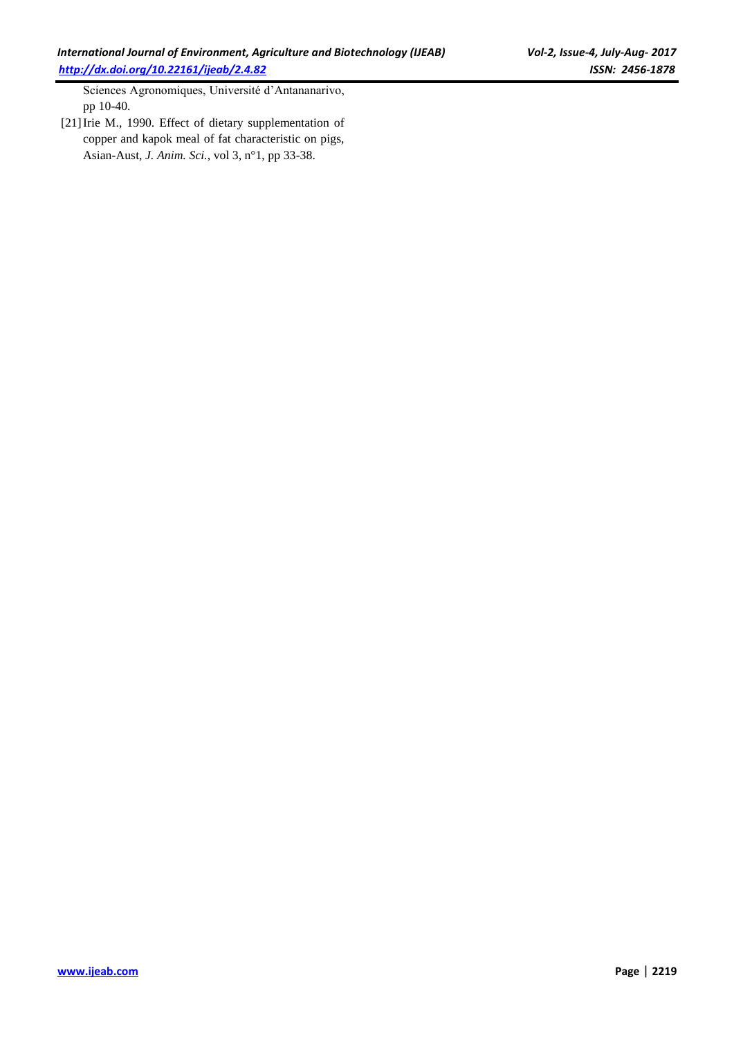Sciences Agronomiques, Université d'Antananarivo, pp 10-40.

[21] Irie M., 1990. Effect of dietary supplementation of copper and kapok meal of fat characteristic on pigs, Asian-Aust, *J. Anim. Sci.*, vol 3, n°1, pp 33-38.